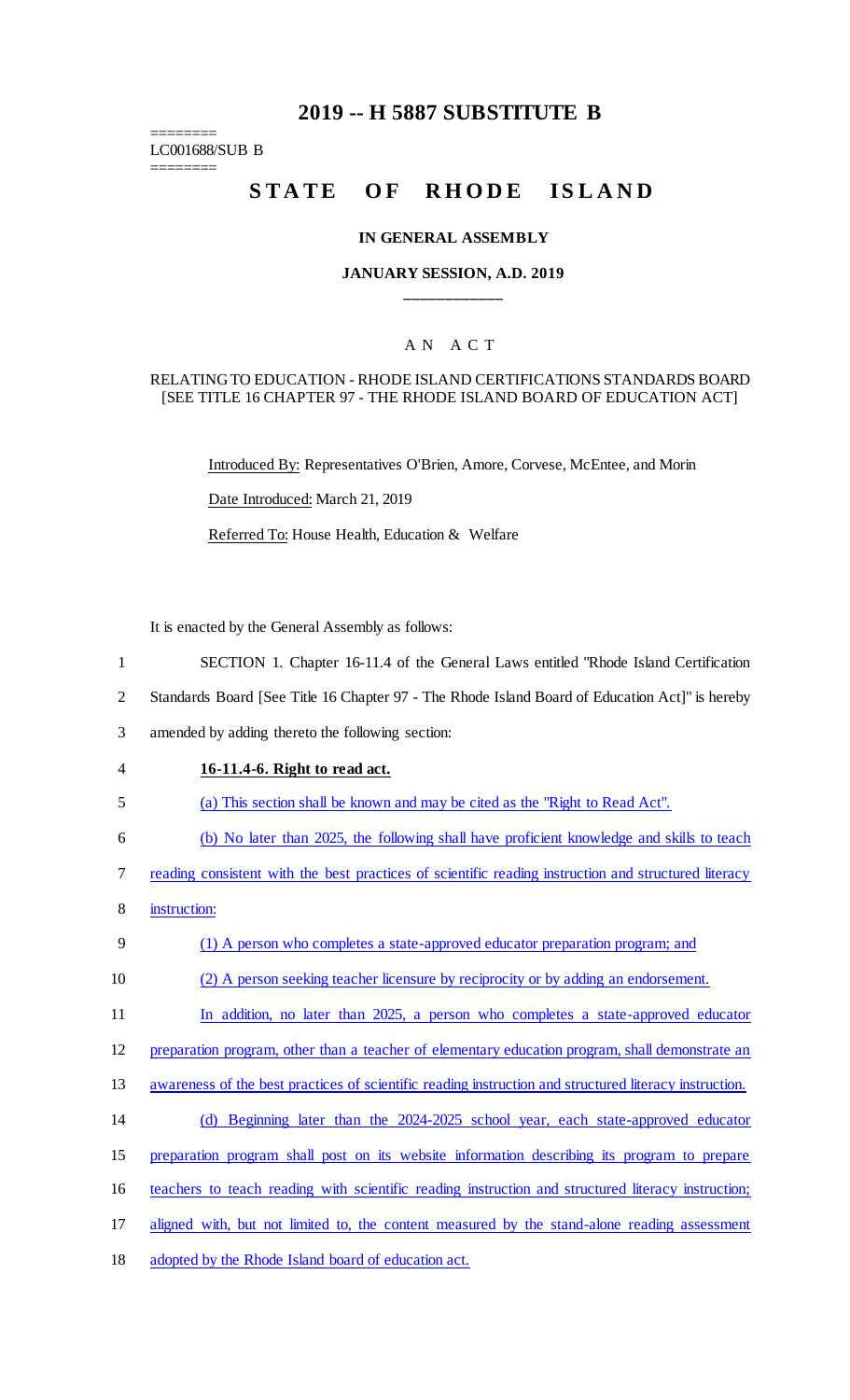# 2019 -- H 5887 SUBSTITUTE B

========
LC001688/SUB B
========

## STATE OF RHODE ISLAND

### IN GENERAL ASSEMBLY

### JANUARY SESSION, A.D. 2019

---

### A N A C T

RELATING TO EDUCATION - RHODE ISLAND CERTIFICATIONS STANDARDS BOARD [SEE TITLE 16 CHAPTER 97 - THE RHODE ISLAND BOARD OF EDUCATION ACT]

Introduced By: Representatives O'Brien, Amore, Corvese, McEntee, and Morin

Date Introduced: March 21, 2019

Referred To: House Health, Education & Welfare

It is enacted by the General Assembly as follows:

1 SECTION 1. Chapter 16-11.4 of the General Laws entitled "Rhode Island Certification
2 Standards Board [See Title 16 Chapter 97 - The Rhode Island Board of Education Act]" is hereby
3 amended by adding thereto the following section:

4 **16-11.4-6. Right to read act.**

5 (a) This section shall be known and may be cited as the "Right to Read Act".

6 (b) No later than 2025, the following shall have proficient knowledge and skills to teach
7 reading consistent with the best practices of scientific reading instruction and structured literacy
8 instruction:

9 (1) A person who completes a state-approved educator preparation program; and

10 (2) A person seeking teacher licensure by reciprocity or by adding an endorsement.

11 In addition, no later than 2025, a person who completes a state-approved educator
12 preparation program, other than a teacher of elementary education program, shall demonstrate an
13 awareness of the best practices of scientific reading instruction and structured literacy instruction.

14 (d) Beginning later than the 2024-2025 school year, each state-approved educator
15 preparation program shall post on its website information describing its program to prepare
16 teachers to teach reading with scientific reading instruction and structured literacy instruction;
17 aligned with, but not limited to, the content measured by the stand-alone reading assessment
18 adopted by the Rhode Island board of education act.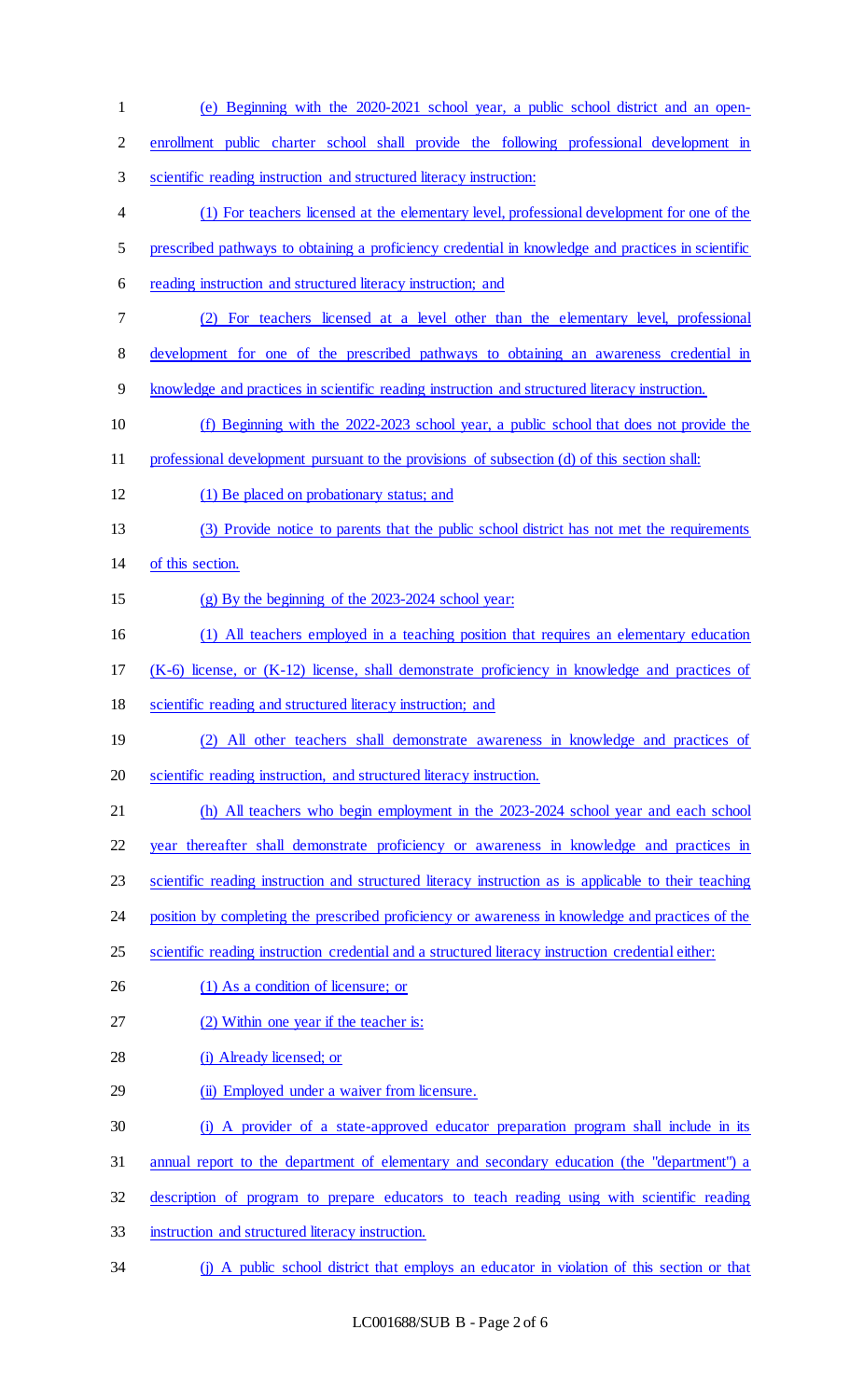(e) Beginning with the 2020-2021 school year, a public school district and an open-enrollment public charter school shall provide the following professional development in scientific reading instruction and structured literacy instruction:

(1) For teachers licensed at the elementary level, professional development for one of the prescribed pathways to obtaining a proficiency credential in knowledge and practices in scientific reading instruction and structured literacy instruction; and

(2) For teachers licensed at a level other than the elementary level, professional development for one of the prescribed pathways to obtaining an awareness credential in knowledge and practices in scientific reading instruction and structured literacy instruction.

(f) Beginning with the 2022-2023 school year, a public school that does not provide the professional development pursuant to the provisions of subsection (d) of this section shall:

(1) Be placed on probationary status; and

(3) Provide notice to parents that the public school district has not met the requirements of this section.

(g) By the beginning of the 2023-2024 school year:

(1) All teachers employed in a teaching position that requires an elementary education (K-6) license, or (K-12) license, shall demonstrate proficiency in knowledge and practices of scientific reading and structured literacy instruction; and

(2) All other teachers shall demonstrate awareness in knowledge and practices of scientific reading instruction, and structured literacy instruction.

(h) All teachers who begin employment in the 2023-2024 school year and each school year thereafter shall demonstrate proficiency or awareness in knowledge and practices in scientific reading instruction and structured literacy instruction as is applicable to their teaching position by completing the prescribed proficiency or awareness in knowledge and practices of the scientific reading instruction credential and a structured literacy instruction credential either:

(1) As a condition of licensure; or

(2) Within one year if the teacher is:

(i) Already licensed; or

(ii) Employed under a waiver from licensure.

(i) A provider of a state-approved educator preparation program shall include in its annual report to the department of elementary and secondary education (the "department") a description of program to prepare educators to teach reading using with scientific reading instruction and structured literacy instruction.

(j) A public school district that employs an educator in violation of this section or that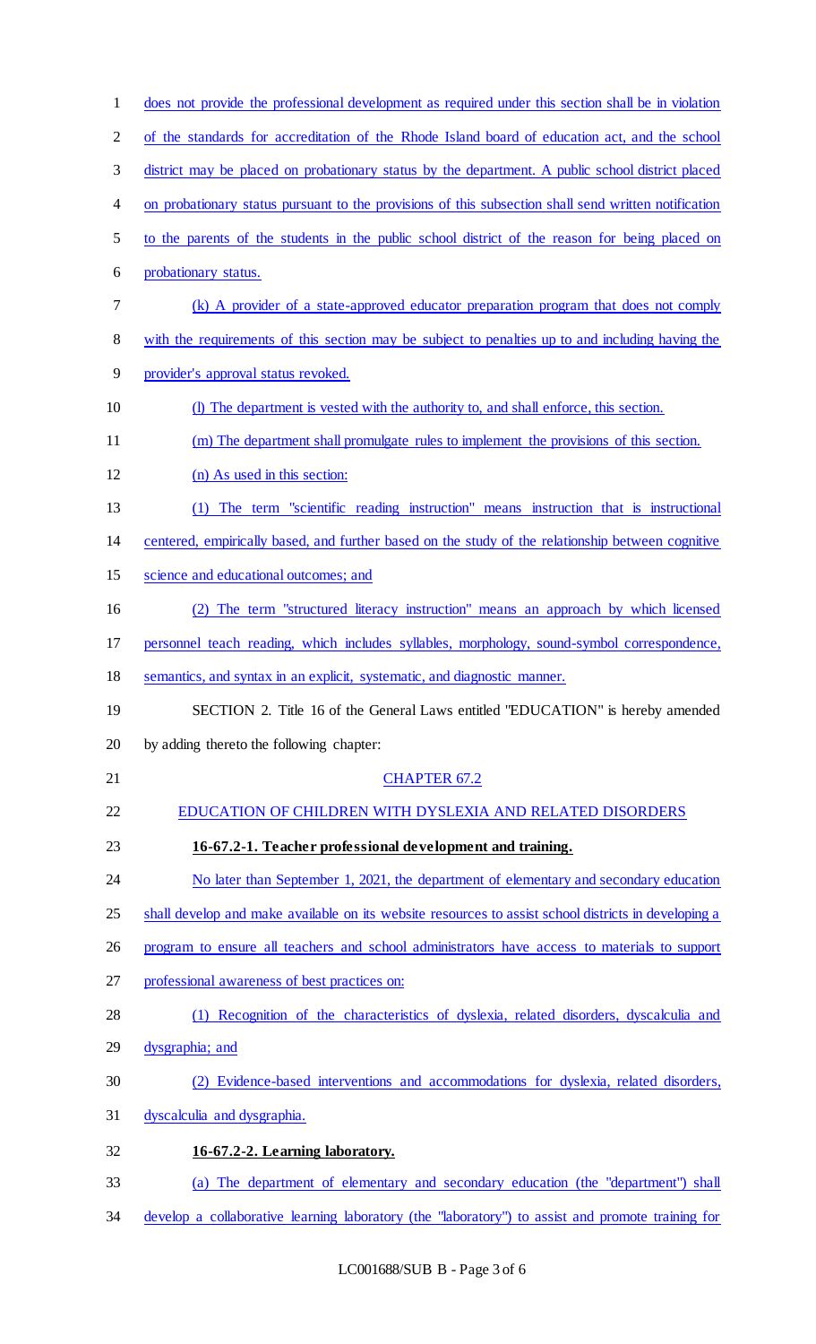does not provide the professional development as required under this section shall be in violation of the standards for accreditation of the Rhode Island board of education act, and the school district may be placed on probationary status by the department. A public school district placed on probationary status pursuant to the provisions of this subsection shall send written notification to the parents of the students in the public school district of the reason for being placed on probationary status.

(k) A provider of a state-approved educator preparation program that does not comply with the requirements of this section may be subject to penalties up to and including having the provider's approval status revoked.

(l) The department is vested with the authority to, and shall enforce, this section.

(m) The department shall promulgate rules to implement the provisions of this section.

(n) As used in this section:

(1) The term "scientific reading instruction" means instruction that is instructional centered, empirically based, and further based on the study of the relationship between cognitive science and educational outcomes; and

(2) The term "structured literacy instruction" means an approach by which licensed personnel teach reading, which includes syllables, morphology, sound-symbol correspondence, semantics, and syntax in an explicit, systematic, and diagnostic manner.

SECTION 2. Title 16 of the General Laws entitled "EDUCATION" is hereby amended by adding thereto the following chapter:

CHAPTER 67.2

EDUCATION OF CHILDREN WITH DYSLEXIA AND RELATED DISORDERS

**16-67.2-1. Teacher professional development and training.**

No later than September 1, 2021, the department of elementary and secondary education shall develop and make available on its website resources to assist school districts in developing a program to ensure all teachers and school administrators have access to materials to support professional awareness of best practices on:

(1) Recognition of the characteristics of dyslexia, related disorders, dyscalculia and dysgraphia; and

(2) Evidence-based interventions and accommodations for dyslexia, related disorders, dyscalculia and dysgraphia.

**16-67.2-2. Learning laboratory.**

(a) The department of elementary and secondary education (the "department") shall develop a collaborative learning laboratory (the "laboratory") to assist and promote training for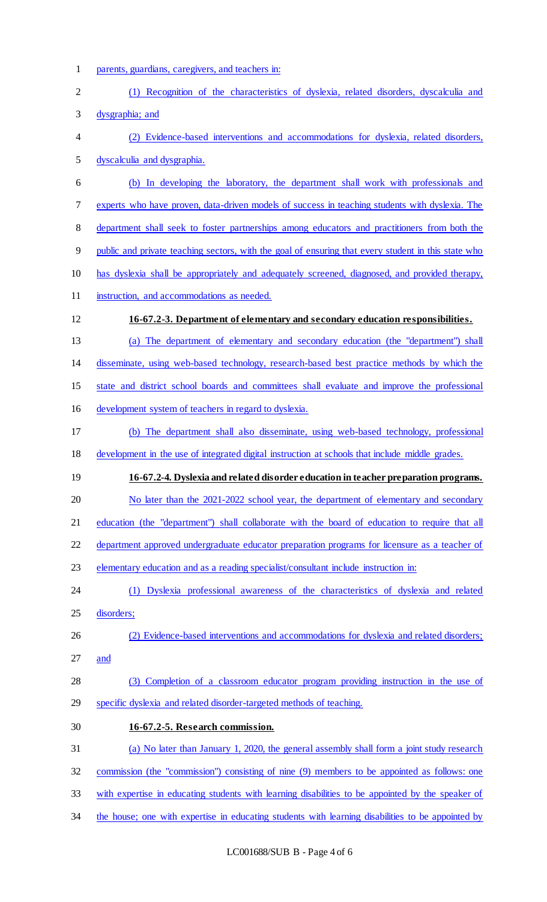parents, guardians, caregivers, and teachers in:

(1) Recognition of the characteristics of dyslexia, related disorders, dyscalculia and dysgraphia; and

(2) Evidence-based interventions and accommodations for dyslexia, related disorders, dyscalculia and dysgraphia.

(b) In developing the laboratory, the department shall work with professionals and experts who have proven, data-driven models of success in teaching students with dyslexia. The department shall seek to foster partnerships among educators and practitioners from both the public and private teaching sectors, with the goal of ensuring that every student in this state who has dyslexia shall be appropriately and adequately screened, diagnosed, and provided therapy, instruction, and accommodations as needed.

**16-67.2-3. Department of elementary and secondary education responsibilities.**

(a) The department of elementary and secondary education (the "department") shall disseminate, using web-based technology, research-based best practice methods by which the state and district school boards and committees shall evaluate and improve the professional development system of teachers in regard to dyslexia.

(b) The department shall also disseminate, using web-based technology, professional development in the use of integrated digital instruction at schools that include middle grades.

**16-67.2-4. Dyslexia and related disorder education in teacher preparation programs.**

No later than the 2021-2022 school year, the department of elementary and secondary education (the "department") shall collaborate with the board of education to require that all department approved undergraduate educator preparation programs for licensure as a teacher of elementary education and as a reading specialist/consultant include instruction in:

(1) Dyslexia professional awareness of the characteristics of dyslexia and related disorders;

(2) Evidence-based interventions and accommodations for dyslexia and related disorders; and

(3) Completion of a classroom educator program providing instruction in the use of specific dyslexia and related disorder-targeted methods of teaching.

**16-67.2-5. Research commission.**

(a) No later than January 1, 2020, the general assembly shall form a joint study research commission (the "commission") consisting of nine (9) members to be appointed as follows: one with expertise in educating students with learning disabilities to be appointed by the speaker of the house; one with expertise in educating students with learning disabilities to be appointed by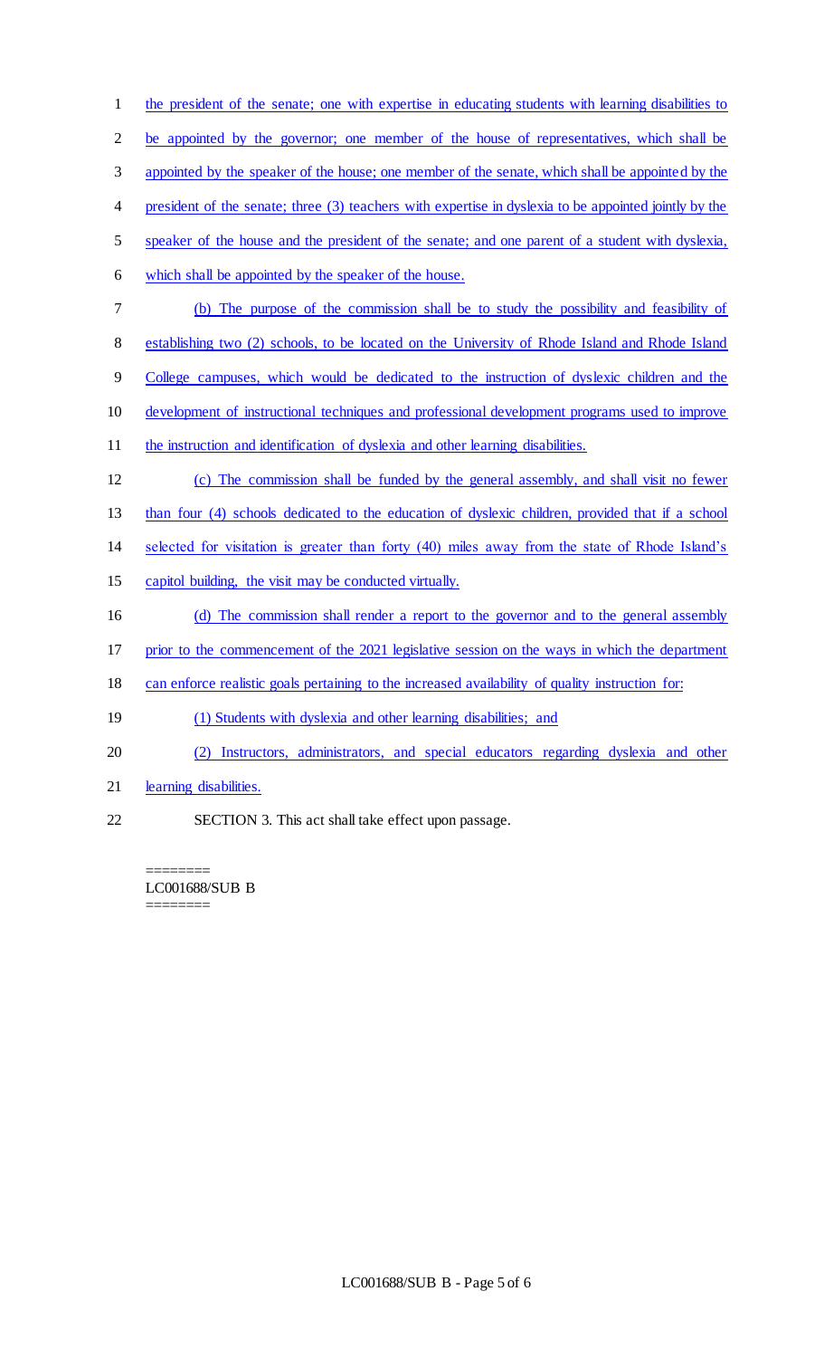the president of the senate; one with expertise in educating students with learning disabilities to be appointed by the governor; one member of the house of representatives, which shall be appointed by the speaker of the house; one member of the senate, which shall be appointed by the president of the senate; three (3) teachers with expertise in dyslexia to be appointed jointly by the speaker of the house and the president of the senate; and one parent of a student with dyslexia, which shall be appointed by the speaker of the house.

(b) The purpose of the commission shall be to study the possibility and feasibility of establishing two (2) schools, to be located on the University of Rhode Island and Rhode Island College campuses, which would be dedicated to the instruction of dyslexic children and the development of instructional techniques and professional development programs used to improve the instruction and identification of dyslexia and other learning disabilities.

(c) The commission shall be funded by the general assembly, and shall visit no fewer than four (4) schools dedicated to the education of dyslexic children, provided that if a school selected for visitation is greater than forty (40) miles away from the state of Rhode Island's capitol building, the visit may be conducted virtually.

(d) The commission shall render a report to the governor and to the general assembly prior to the commencement of the 2021 legislative session on the ways in which the department can enforce realistic goals pertaining to the increased availability of quality instruction for:

(1) Students with dyslexia and other learning disabilities; and

(2) Instructors, administrators, and special educators regarding dyslexia and other learning disabilities.

SECTION 3. This act shall take effect upon passage.

========
LC001688/SUB B
========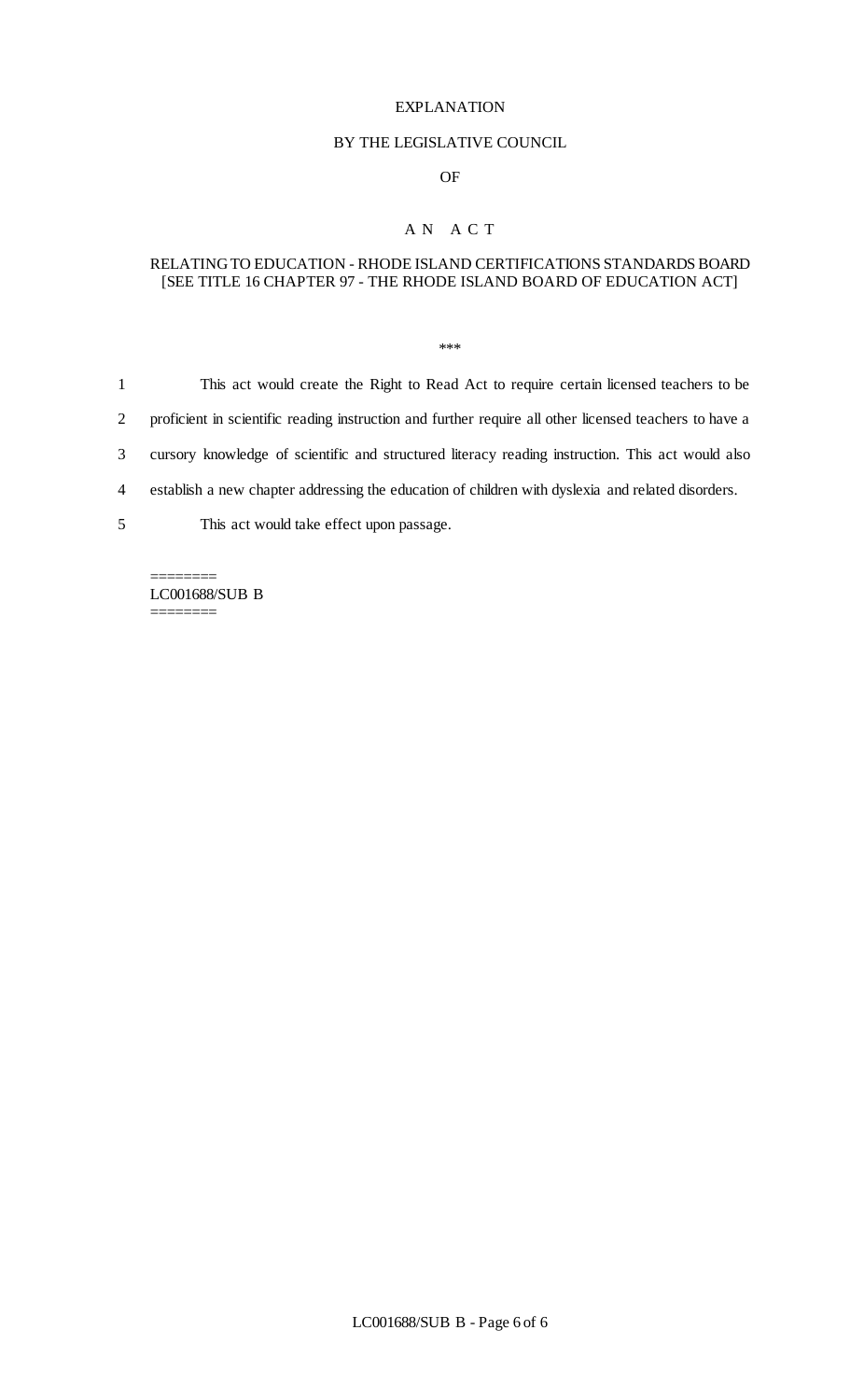EXPLANATION

BY THE LEGISLATIVE COUNCIL

OF

# A N A C T

RELATING TO EDUCATION - RHODE ISLAND CERTIFICATIONS STANDARDS BOARD
[SEE TITLE 16 CHAPTER 97 - THE RHODE ISLAND BOARD OF EDUCATION ACT]

***

1 This act would create the Right to Read Act to require certain licensed teachers to be
2 proficient in scientific reading instruction and further require all other licensed teachers to have a
3 cursory knowledge of scientific and structured literacy reading instruction. This act would also
4 establish a new chapter addressing the education of children with dyslexia and related disorders.
5 This act would take effect upon passage.

========
LC001688/SUB B
========